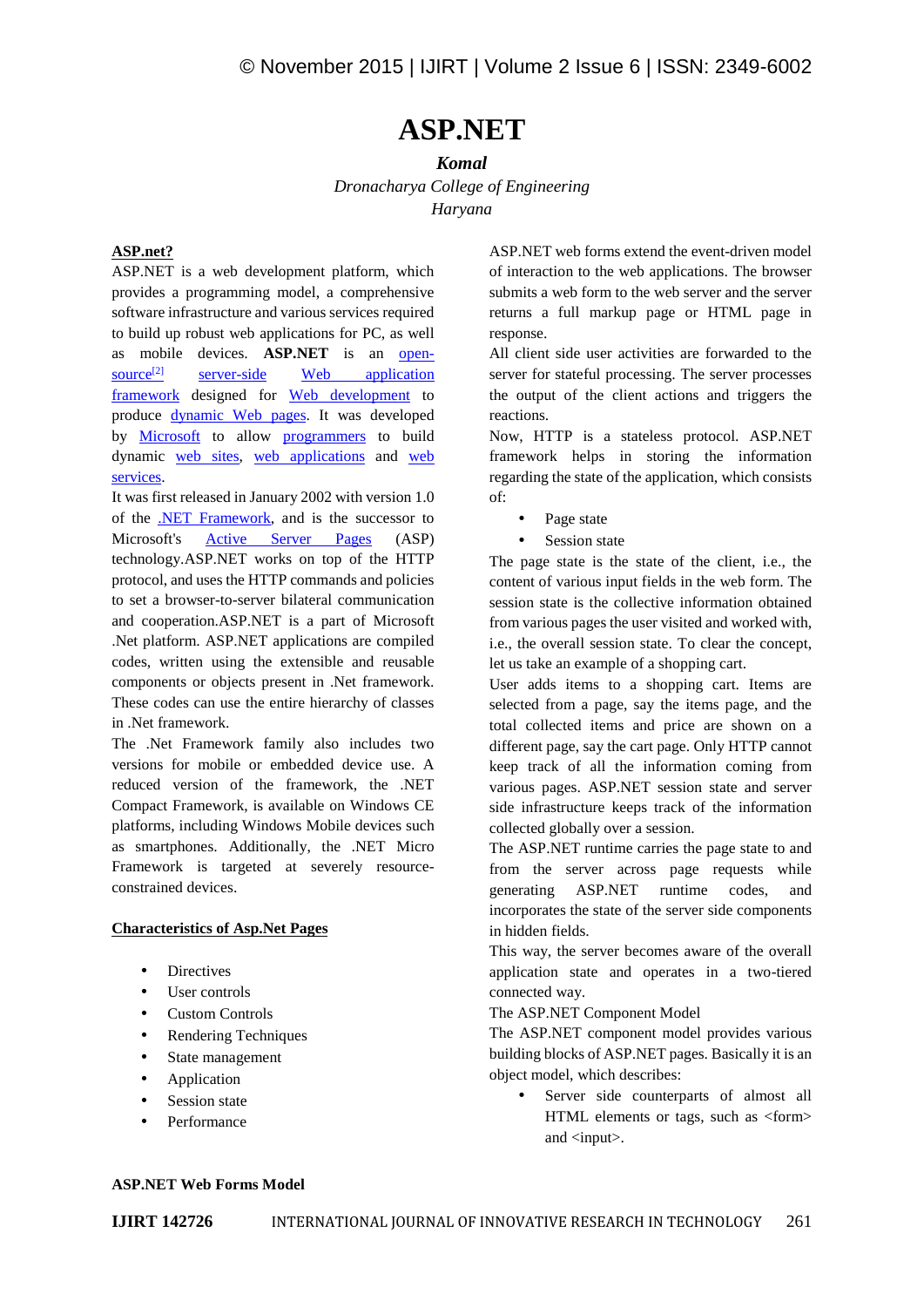# ASP.NET

***Komal***

*Dronacharya College of Engineering*
*Haryana*

**ASP.net?**

ASP.NET is a web development platform, which provides a programming model, a comprehensive software infrastructure and various services required to build up robust web applications for PC, as well as mobile devices. **ASP.NET** is an open-source[2] server-side Web application framework designed for Web development to produce dynamic Web pages. It was developed by Microsoft to allow programmers to build dynamic web sites, web applications and web services.

It was first released in January 2002 with version 1.0 of the .NET Framework, and is the successor to Microsoft's Active Server Pages (ASP) technology.ASP.NET works on top of the HTTP protocol, and uses the HTTP commands and policies to set a browser-to-server bilateral communication and cooperation.ASP.NET is a part of Microsoft .Net platform. ASP.NET applications are compiled codes, written using the extensible and reusable components or objects present in .Net framework. These codes can use the entire hierarchy of classes in .Net framework.

The .Net Framework family also includes two versions for mobile or embedded device use. A reduced version of the framework, the .NET Compact Framework, is available on Windows CE platforms, including Windows Mobile devices such as smartphones. Additionally, the .NET Micro Framework is targeted at severely resource-constrained devices.

**Characteristics of Asp.Net Pages**

- Directives
- User controls
- Custom Controls
- Rendering Techniques
- State management
- Application
- Session state
- Performance

**ASP.NET Web Forms Model**

ASP.NET web forms extend the event-driven model of interaction to the web applications. The browser submits a web form to the web server and the server returns a full markup page or HTML page in response.

All client side user activities are forwarded to the server for stateful processing. The server processes the output of the client actions and triggers the reactions.

Now, HTTP is a stateless protocol. ASP.NET framework helps in storing the information regarding the state of the application, which consists of:

- Page state
- Session state

The page state is the state of the client, i.e., the content of various input fields in the web form. The session state is the collective information obtained from various pages the user visited and worked with, i.e., the overall session state. To clear the concept, let us take an example of a shopping cart.

User adds items to a shopping cart. Items are selected from a page, say the items page, and the total collected items and price are shown on a different page, say the cart page. Only HTTP cannot keep track of all the information coming from various pages. ASP.NET session state and server side infrastructure keeps track of the information collected globally over a session.

The ASP.NET runtime carries the page state to and from the server across page requests while generating ASP.NET runtime codes, and incorporates the state of the server side components in hidden fields.

This way, the server becomes aware of the overall application state and operates in a two-tiered connected way.

The ASP.NET Component Model

The ASP.NET component model provides various building blocks of ASP.NET pages. Basically it is an object model, which describes:

- Server side counterparts of almost all HTML elements or tags, such as <form> and <input>.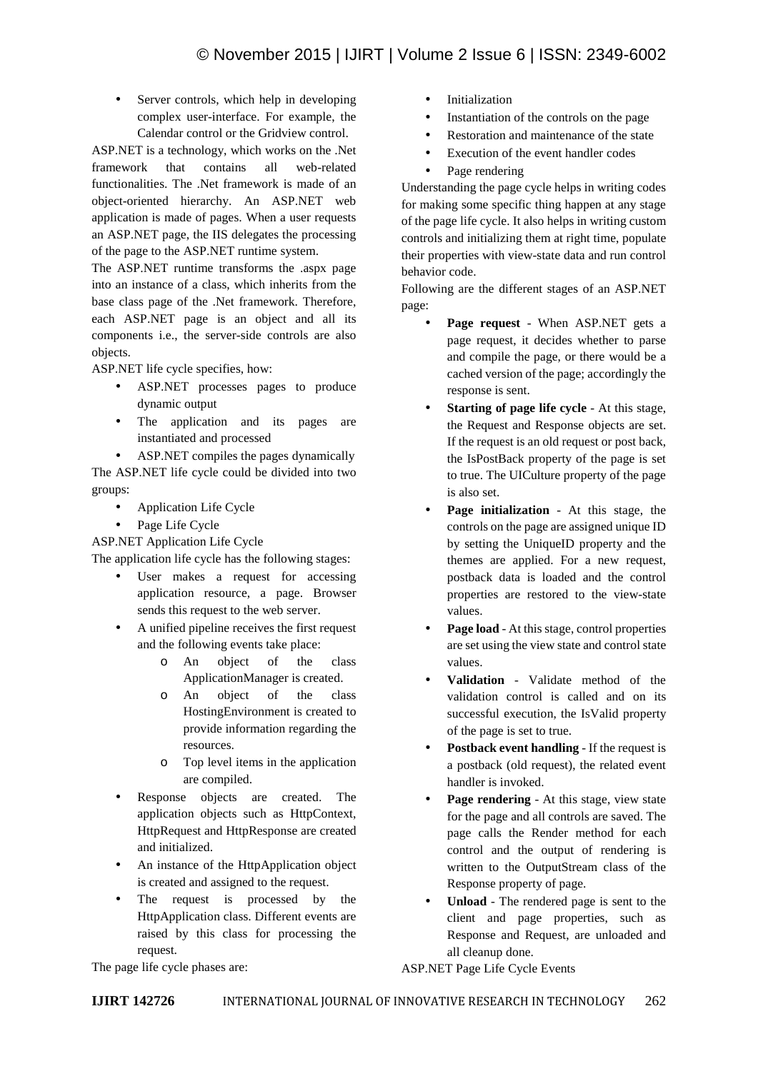- Server controls, which help in developing complex user-interface. For example, the Calendar control or the Gridview control.

ASP.NET is a technology, which works on the .Net framework that contains all web-related functionalities. The .Net framework is made of an object-oriented hierarchy. An ASP.NET web application is made of pages. When a user requests an ASP.NET page, the IIS delegates the processing of the page to the ASP.NET runtime system.

The ASP.NET runtime transforms the .aspx page into an instance of a class, which inherits from the base class page of the .Net framework. Therefore, each ASP.NET page is an object and all its components i.e., the server-side controls are also objects.

ASP.NET life cycle specifies, how:

- ASP.NET processes pages to produce dynamic output
- The application and its pages are instantiated and processed
- ASP.NET compiles the pages dynamically

The ASP.NET life cycle could be divided into two groups:

- Application Life Cycle
- Page Life Cycle

ASP.NET Application Life Cycle

The application life cycle has the following stages:

- User makes a request for accessing application resource, a page. Browser sends this request to the web server.
- A unified pipeline receives the first request and the following events take place:
  - An object of the class ApplicationManager is created.
  - An object of the class HostingEnvironment is created to provide information regarding the resources.
  - Top level items in the application are compiled.
- Response objects are created. The application objects such as HttpContext, HttpRequest and HttpResponse are created and initialized.
- An instance of the HttpApplication object is created and assigned to the request.
- The request is processed by the HttpApplication class. Different events are raised by this class for processing the request.

The page life cycle phases are:

- Initialization
- Instantiation of the controls on the page
- Restoration and maintenance of the state
- Execution of the event handler codes
- Page rendering

Understanding the page cycle helps in writing codes for making some specific thing happen at any stage of the page life cycle. It also helps in writing custom controls and initializing them at right time, populate their properties with view-state data and run control behavior code.

Following are the different stages of an ASP.NET page:

- **Page request** - When ASP.NET gets a page request, it decides whether to parse and compile the page, or there would be a cached version of the page; accordingly the response is sent.
- **Starting of page life cycle** - At this stage, the Request and Response objects are set. If the request is an old request or post back, the IsPostBack property of the page is set to true. The UICulture property of the page is also set.
- **Page initialization** - At this stage, the controls on the page are assigned unique ID by setting the UniqueID property and the themes are applied. For a new request, postback data is loaded and the control properties are restored to the view-state values.
- **Page load** - At this stage, control properties are set using the view state and control state values.
- **Validation** - Validate method of the validation control is called and on its successful execution, the IsValid property of the page is set to true.
- **Postback event handling** - If the request is a postback (old request), the related event handler is invoked.
- **Page rendering** - At this stage, view state for the page and all controls are saved. The page calls the Render method for each control and the output of rendering is written to the OutputStream class of the Response property of page.
- **Unload** - The rendered page is sent to the client and page properties, such as Response and Request, are unloaded and all cleanup done.

ASP.NET Page Life Cycle Events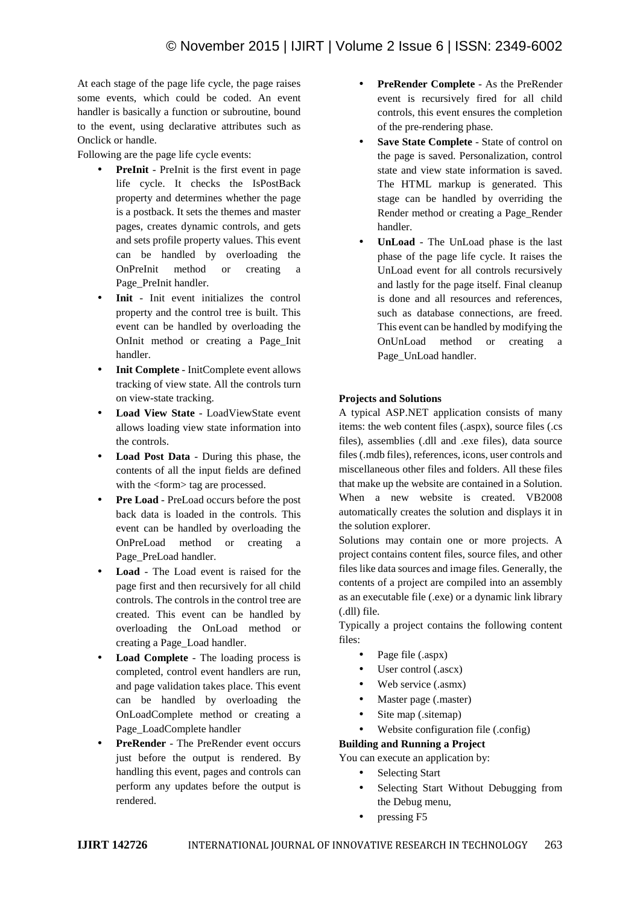At each stage of the page life cycle, the page raises some events, which could be coded. An event handler is basically a function or subroutine, bound to the event, using declarative attributes such as Onclick or handle.

Following are the page life cycle events:

- **PreInit** - PreInit is the first event in page life cycle. It checks the IsPostBack property and determines whether the page is a postback. It sets the themes and master pages, creates dynamic controls, and gets and sets profile property values. This event can be handled by overloading the OnPreInit method or creating a Page_PreInit handler.
- **Init** - Init event initializes the control property and the control tree is built. This event can be handled by overloading the OnInit method or creating a Page_Init handler.
- **Init Complete** - InitComplete event allows tracking of view state. All the controls turn on view-state tracking.
- **Load View State** - LoadViewState event allows loading view state information into the controls.
- **Load Post Data** - During this phase, the contents of all the input fields are defined with the <form> tag are processed.
- **Pre Load** - PreLoad occurs before the post back data is loaded in the controls. This event can be handled by overloading the OnPreLoad method or creating a Page_PreLoad handler.
- **Load** - The Load event is raised for the page first and then recursively for all child controls. The controls in the control tree are created. This event can be handled by overloading the OnLoad method or creating a Page_Load handler.
- **Load Complete** - The loading process is completed, control event handlers are run, and page validation takes place. This event can be handled by overloading the OnLoadComplete method or creating a Page_LoadComplete handler
- **PreRender** - The PreRender event occurs just before the output is rendered. By handling this event, pages and controls can perform any updates before the output is rendered.
- **PreRender Complete** - As the PreRender event is recursively fired for all child controls, this event ensures the completion of the pre-rendering phase.
- **Save State Complete** - State of control on the page is saved. Personalization, control state and view state information is saved. The HTML markup is generated. This stage can be handled by overriding the Render method or creating a Page_Render handler.
- **UnLoad** - The UnLoad phase is the last phase of the page life cycle. It raises the UnLoad event for all controls recursively and lastly for the page itself. Final cleanup is done and all resources and references, such as database connections, are freed. This event can be handled by modifying the OnUnLoad method or creating a Page_UnLoad handler.

**Projects and Solutions**

A typical ASP.NET application consists of many items: the web content files (.aspx), source files (.cs files), assemblies (.dll and .exe files), data source files (.mdb files), references, icons, user controls and miscellaneous other files and folders. All these files that make up the website are contained in a Solution. When a new website is created. VB2008 automatically creates the solution and displays it in the solution explorer.

Solutions may contain one or more projects. A project contains content files, source files, and other files like data sources and image files. Generally, the contents of a project are compiled into an assembly as an executable file (.exe) or a dynamic link library (.dll) file.

Typically a project contains the following content files:

- Page file (.aspx)
- User control (.ascx)
- Web service (.asmx)
- Master page (.master)
- Site map (.sitemap)
- Website configuration file (.config)

**Building and Running a Project**

You can execute an application by:

- Selecting Start
- Selecting Start Without Debugging from the Debug menu,
- pressing F5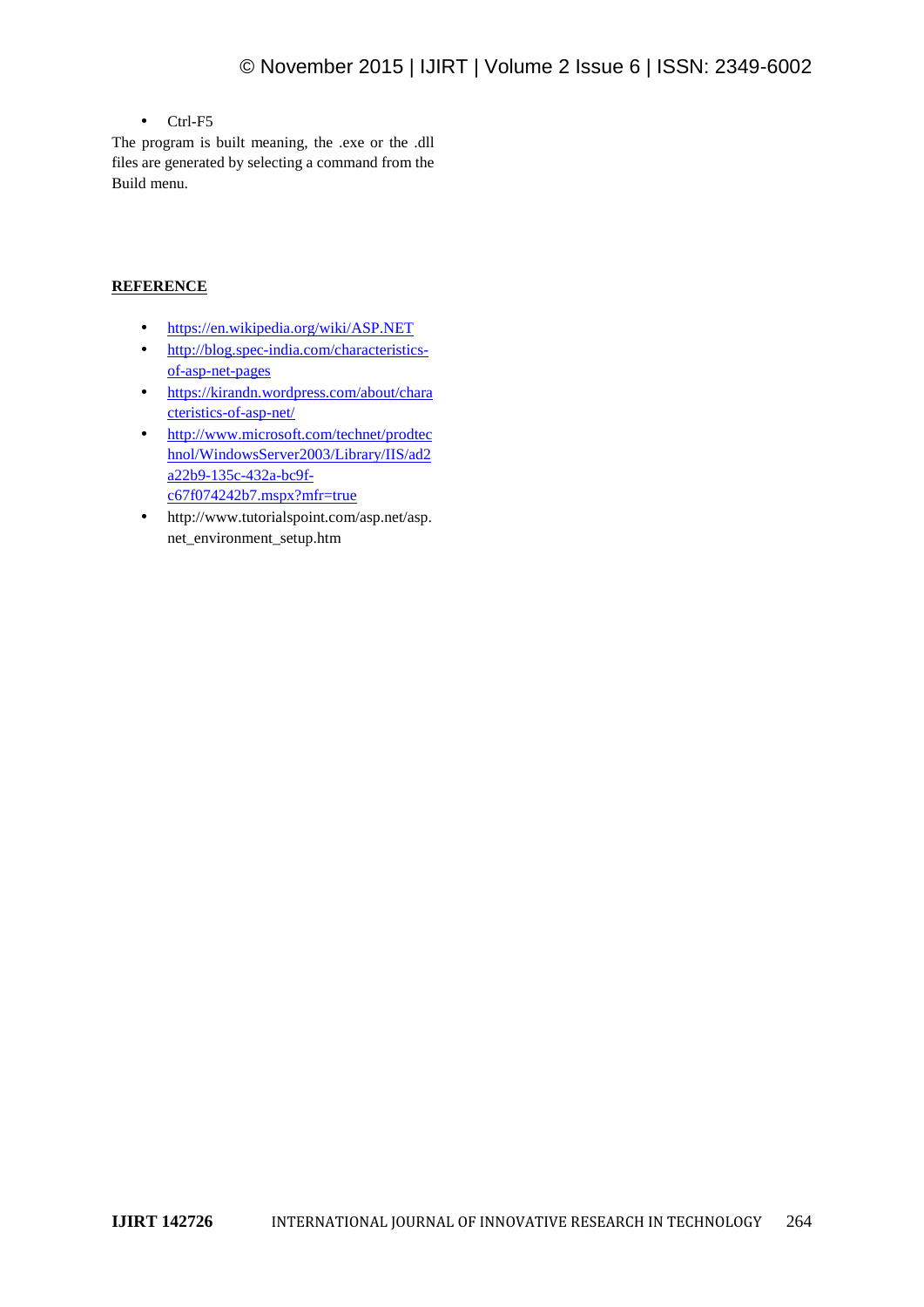- Ctrl-F5

The program is built meaning, the .exe or the .dll files are generated by selecting a command from the Build menu.

**REFERENCE**

- https://en.wikipedia.org/wiki/ASP.NET
- http://blog.spec-india.com/characteristics-of-asp-net-pages
- https://kirandn.wordpress.com/about/characteristics-of-asp-net/
- http://www.microsoft.com/technet/prodtechnol/WindowsServer2003/Library/IIS/ad2a22b9-135c-432a-bc9f-c67f074242b7.mspx?mfr=true
- http://www.tutorialspoint.com/asp.net/asp.net_environment_setup.htm